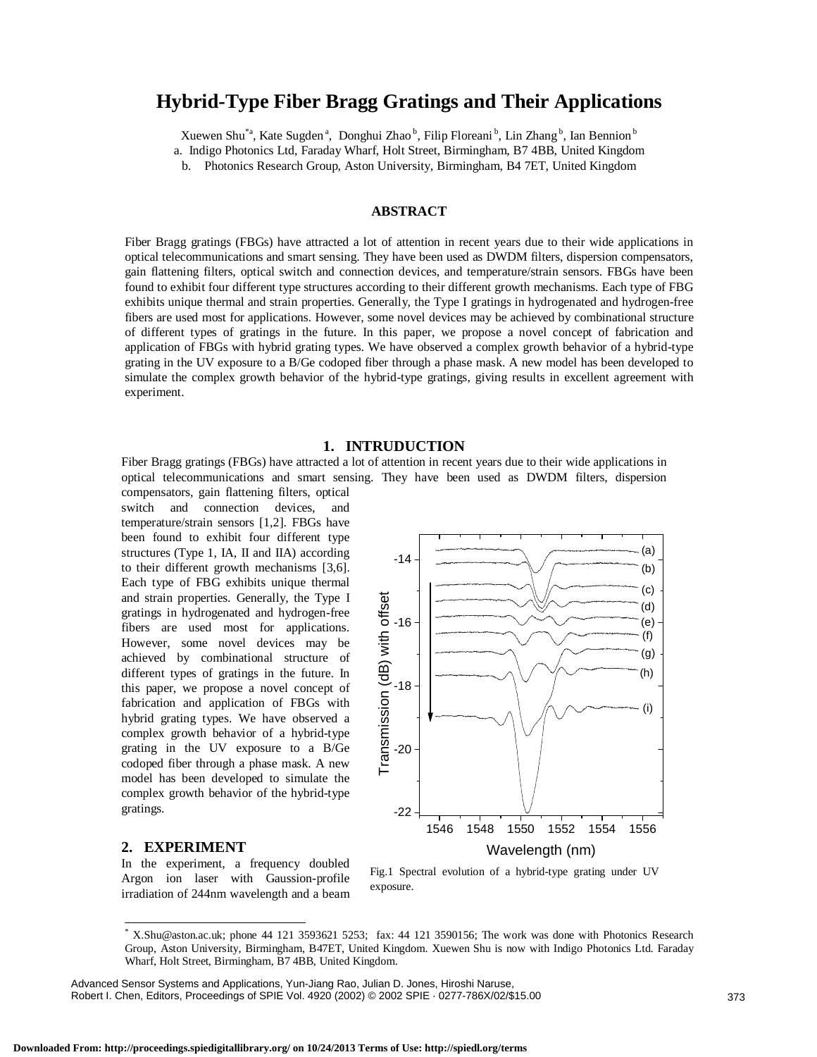# Hybrid-Type Fiber Bragg Gratings and Their Applications

Xuewen Shu[*a], Kate Sugden[a], Donghui Zhao[b], Filip Floreani[b], Lin Zhang[b], Ian Bennion[b]

a. Indigo Photonics Ltd, Faraday Wharf, Holt Street, Birmingham, B7 4BB, United Kingdom

b. Photonics Research Group, Aston University, Birmingham, B4 7ET, United Kingdom

## ABSTRACT

Fiber Bragg gratings (FBGs) have attracted a lot of attention in recent years due to their wide applications in optical telecommunications and smart sensing. They have been used as DWDM filters, dispersion compensators, gain flattening filters, optical switch and connection devices, and temperature/strain sensors. FBGs have been found to exhibit four different type structures according to their different growth mechanisms. Each type of FBG exhibits unique thermal and strain properties. Generally, the Type I gratings in hydrogenated and hydrogen-free fibers are used most for applications. However, some novel devices may be achieved by combinational structure of different types of gratings in the future. In this paper, we propose a novel concept of fabrication and application of FBGs with hybrid grating types. We have observed a complex growth behavior of a hybrid-type grating in the UV exposure to a B/Ge codoped fiber through a phase mask. A new model has been developed to simulate the complex growth behavior of the hybrid-type gratings, giving results in excellent agreement with experiment.

## 1. INTRUDUCTION

Fiber Bragg gratings (FBGs) have attracted a lot of attention in recent years due to their wide applications in optical telecommunications and smart sensing. They have been used as DWDM filters, dispersion compensators, gain flattening filters, optical switch and connection devices, and temperature/strain sensors [1,2]. FBGs have been found to exhibit four different type structures (Type 1, IA, II and IIA) according to their different growth mechanisms [3,6]. Each type of FBG exhibits unique thermal and strain properties. Generally, the Type I gratings in hydrogenated and hydrogen-free fibers are used most for applications. However, some novel devices may be achieved by combinational structure of different types of gratings in the future. In this paper, we propose a novel concept of fabrication and application of FBGs with hybrid grating types. We have observed a complex growth behavior of a hybrid-type grating in the UV exposure to a B/Ge codoped fiber through a phase mask. A new model has been developed to simulate the complex growth behavior of the hybrid-type gratings.

Fig.1 Spectral evolution of a hybrid-type grating under UV exposure.

## 2. EXPERIMENT

In the experiment, a frequency doubled Argon ion laser with Gaussion-profile irradiation of 244nm wavelength and a beam

[*] X.Shu@aston.ac.uk; phone 44 121 3593621 5253; fax: 44 121 3590156; The work was done with Photonics Research Group, Aston University, Birmingham, B47ET, United Kingdom. Xuewen Shu is now with Indigo Photonics Ltd. Faraday Wharf, Holt Street, Birmingham, B7 4BB, United Kingdom.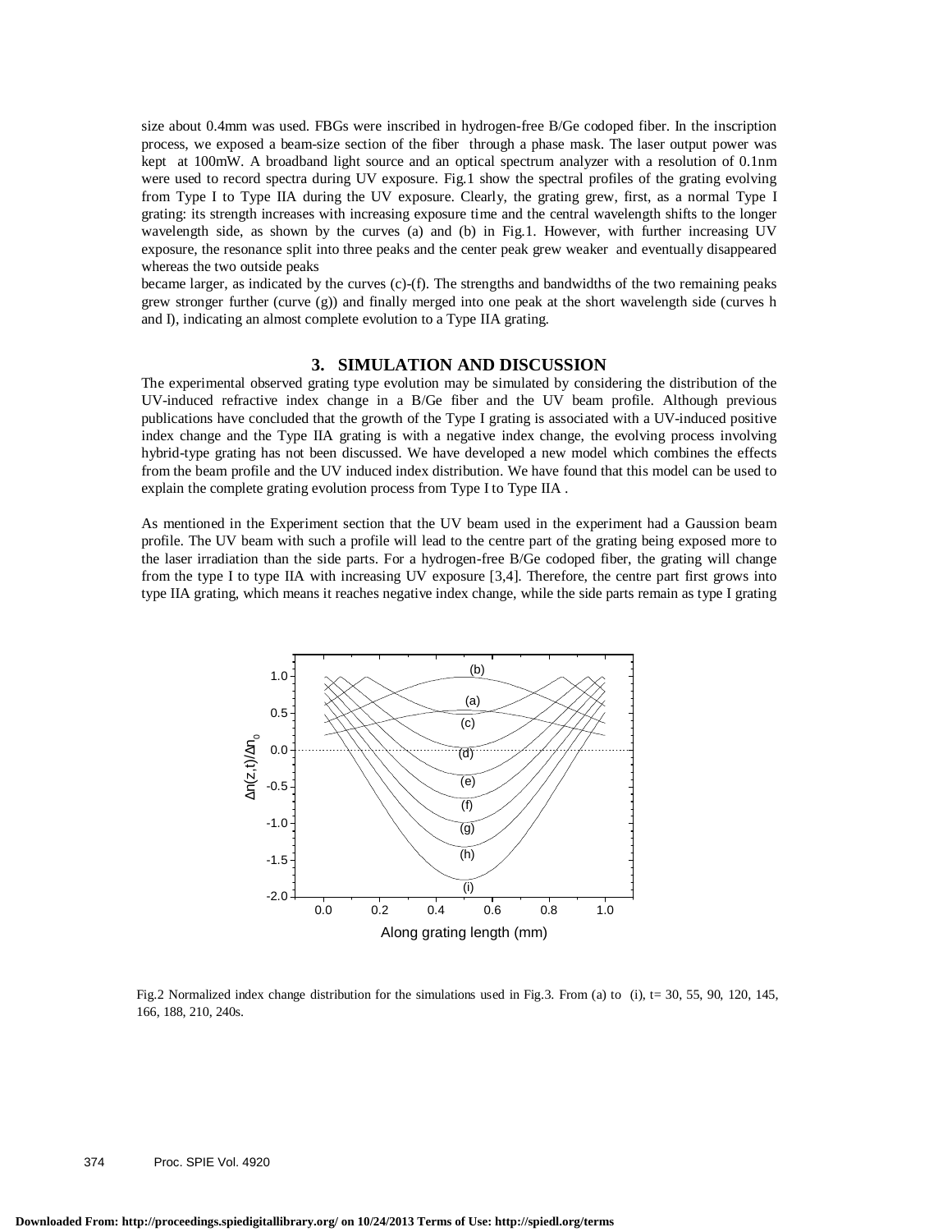size about 0.4mm was used. FBGs were inscribed in hydrogen-free B/Ge codoped fiber. In the inscription process, we exposed a beam-size section of the fiber through a phase mask. The laser output power was kept at 100mW. A broadband light source and an optical spectrum analyzer with a resolution of 0.1nm were used to record spectra during UV exposure. Fig.1 show the spectral profiles of the grating evolving from Type I to Type IIA during the UV exposure. Clearly, the grating grew, first, as a normal Type I grating: its strength increases with increasing exposure time and the central wavelength shifts to the longer wavelength side, as shown by the curves (a) and (b) in Fig.1. However, with further increasing UV exposure, the resonance split into three peaks and the center peak grew weaker and eventually disappeared whereas the two outside peaks
became larger, as indicated by the curves (c)-(f). The strengths and bandwidths of the two remaining peaks grew stronger further (curve (g)) and finally merged into one peak at the short wavelength side (curves h and I), indicating an almost complete evolution to a Type IIA grating.

## 3. SIMULATION AND DISCUSSION

The experimental observed grating type evolution may be simulated by considering the distribution of the UV-induced refractive index change in a B/Ge fiber and the UV beam profile. Although previous publications have concluded that the growth of the Type I grating is associated with a UV-induced positive index change and the Type IIA grating is with a negative index change, the evolving process involving hybrid-type grating has not been discussed. We have developed a new model which combines the effects from the beam profile and the UV induced index distribution. We have found that this model can be used to explain the complete grating evolution process from Type I to Type IIA .

As mentioned in the Experiment section that the UV beam used in the experiment had a Gaussion beam profile. The UV beam with such a profile will lead to the centre part of the grating being exposed more to the laser irradiation than the side parts. For a hydrogen-free B/Ge codoped fiber, the grating will change from the type I to type IIA with increasing UV exposure [3,4]. Therefore, the centre part first grows into type IIA grating, which means it reaches negative index change, while the side parts remain as type I grating

Fig.2 Normalized index change distribution for the simulations used in Fig.3. From (a) to (i), t= 30, 55, 90, 120, 145, 166, 188, 210, 240s.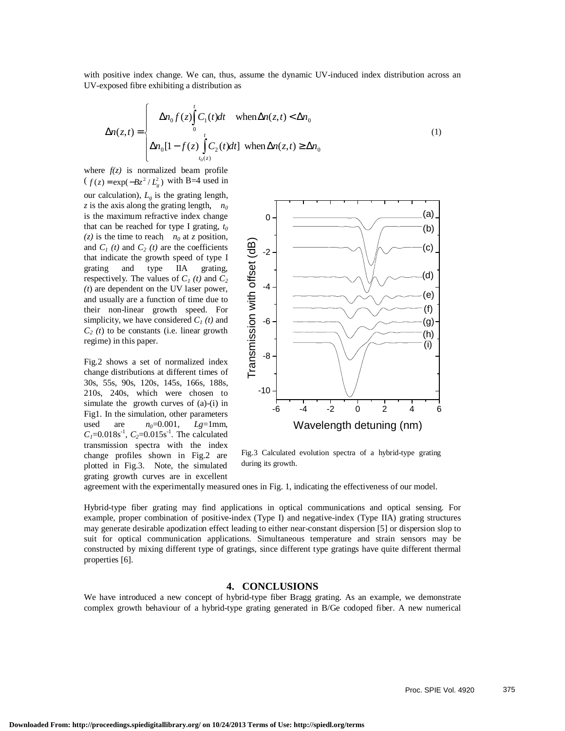with positive index change. We can, thus, assume the dynamic UV-induced index distribution across an UV-exposed fibre exhibiting a distribution as

$$\Delta n(z,t) = \begin{cases} \Delta n_0 f(z) \int_0^t C_1(t)dt & \text{when} \Delta n(z,t) < \Delta n_0 \\ \Delta n_0 [1 - f(z) \int_{t_0(z)}^t C_2(t)dt] & \text{when} \Delta n(z,t) \geq \Delta n_0 \end{cases} \quad (1)$$

where $f(z)$ is normalized beam profile ( $f(z) = \exp(-Bz^2 / L_g^2)$ with B=4 used in our calculation), $L_g$ is the grating length, $z$ is the axis along the grating length, $\Delta n_0$ is the maximum refractive index change that can be reached for type I grating, $t_0(z)$ is the time to reach $\Delta n_0$ at $z$ position, and $C_1(t)$ and $C_2(t)$ are the coefficients that indicate the growth speed of type I grating and type IIA grating, respectively. The values of $C_1(t)$ and $C_2(t)$ are dependent on the UV laser power, and usually are a function of time due to their non-linear growth speed. For simplicity, we have considered $C_1(t)$ and $C_2(t)$ to be constants (i.e. linear growth regime) in this paper.

Fig.2 shows a set of normalized index change distributions at different times of 30s, 55s, 90s, 120s, 145s, 166s, 188s, 210s, 240s, which were chosen to simulate the growth curves of (a)-(i) in Fig1. In the simulation, other parameters used are $\Delta n_0$=0.001, $Lg$=1mm, $C_1$=0.018s$^{-1}$, $C_2$=0.015s$^{-1}$. The calculated transmission spectra with the index change profiles shown in Fig.2 are plotted in Fig.3. Note, the simulated grating growth curves are in excellent agreement with the experimentally measured ones in Fig. 1, indicating the effectiveness of our model.

Fig.3 Calculated evolution spectra of a hybrid-type grating during its growth.

Hybrid-type fiber grating may find applications in optical communications and optical sensing. For example, proper combination of positive-index (Type I) and negative-index (Type IIA) grating structures may generate desirable apodization effect leading to either near-constant dispersion [5] or dispersion slop to suit for optical communication applications. Simultaneous temperature and strain sensors may be constructed by mixing different type of gratings, since different type gratings have quite different thermal properties [6].

## 4. CONCLUSIONS

We have introduced a new concept of hybrid-type fiber Bragg grating. As an example, we demonstrate complex growth behaviour of a hybrid-type grating generated in B/Ge codoped fiber. A new numerical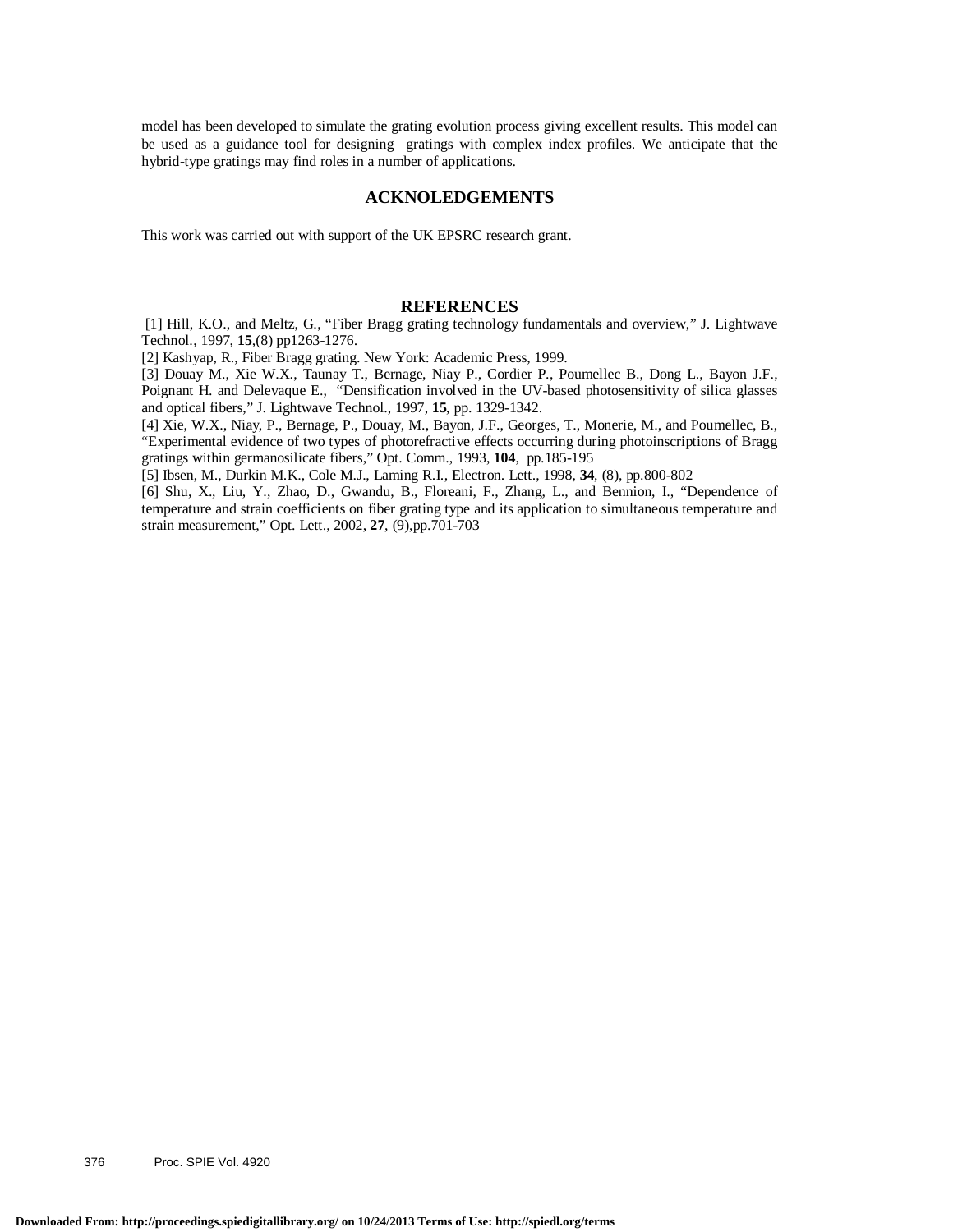model has been developed to simulate the grating evolution process giving excellent results. This model can be used as a guidance tool for designing gratings with complex index profiles. We anticipate that the hybrid-type gratings may find roles in a number of applications.

## ACKNOLEDGEMENTS

This work was carried out with support of the UK EPSRC research grant.

## REFERENCES

[1] Hill, K.O., and Meltz, G., "Fiber Bragg grating technology fundamentals and overview," J. Lightwave Technol., 1997, **15**,(8) pp1263-1276.

[2] Kashyap, R., Fiber Bragg grating. New York: Academic Press, 1999.

[3] Douay M., Xie W.X., Taunay T., Bernage, Niay P., Cordier P., Poumellec B., Dong L., Bayon J.F., Poignant H. and Delevaque E., "Densification involved in the UV-based photosensitivity of silica glasses and optical fibers," J. Lightwave Technol., 1997, **15**, pp. 1329-1342.

[4] Xie, W.X., Niay, P., Bernage, P., Douay, M., Bayon, J.F., Georges, T., Monerie, M., and Poumellec, B., "Experimental evidence of two types of photorefractive effects occurring during photoinscriptions of Bragg gratings within germanosilicate fibers," Opt. Comm., 1993, **104**, pp.185-195

[5] Ibsen, M., Durkin M.K., Cole M.J., Laming R.I., Electron. Lett., 1998, **34**, (8), pp.800-802

[6] Shu, X., Liu, Y., Zhao, D., Gwandu, B., Floreani, F., Zhang, L., and Bennion, I., "Dependence of temperature and strain coefficients on fiber grating type and its application to simultaneous temperature and strain measurement," Opt. Lett., 2002, **27**, (9),pp.701-703